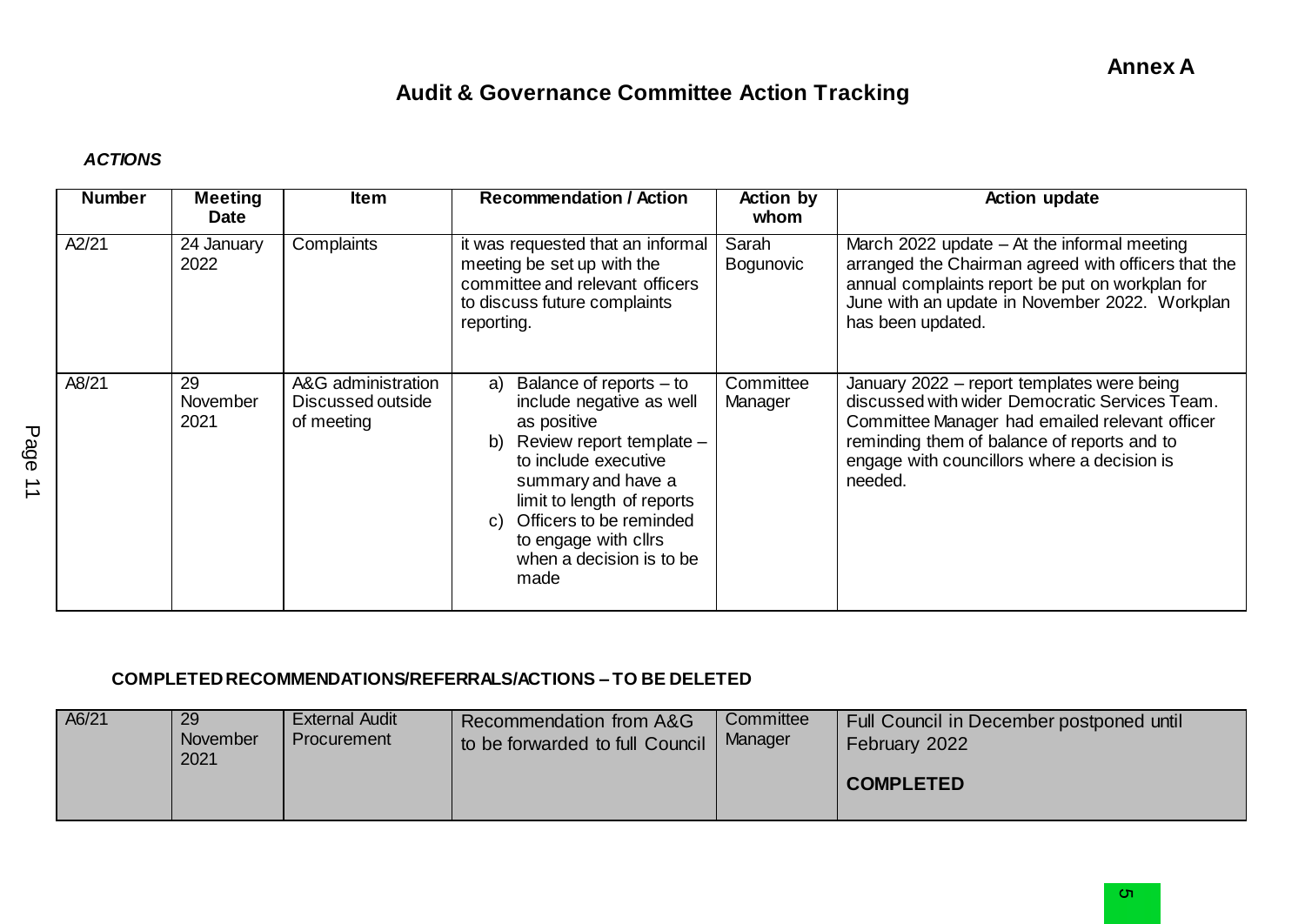**Annex A**

# Audit & Governance Committee Action Tracking

***ACTIONS***

| Number | Meeting Date | Item | Recommendation / Action | Action by whom | Action update |
|---|---|---|---|---|---|
| A2/21 | 24 January 2022 | Complaints | it was requested that an informal meeting be set up with the committee and relevant officers to discuss future complaints reporting. | Sarah Bogunovic | March 2022 update – At the informal meeting arranged the Chairman agreed with officers that the annual complaints report be put on workplan for June with an update in November 2022. Workplan has been updated. |
| A8/21 | 29 November 2021 | A&G administration Discussed outside of meeting | a) Balance of reports – to include negative as well as positive<br>b) Review report template – to include executive summary and have a limit to length of reports<br>c) Officers to be reminded to engage with cllrs when a decision is to be made | Committee Manager | January 2022 – report templates were being discussed with wider Democratic Services Team. Committee Manager had emailed relevant officer reminding them of balance of reports and to engage with councillors where a decision is needed. |

**COMPLETED RECOMMENDATIONS/REFERRALS/ACTIONS – TO BE DELETED**

| Number | Meeting Date | Item | Recommendation / Action | Action by whom | Action update |
|---|---|---|---|---|---|
| A6/21 | 29 November 2021 | External Audit Procurement | Recommendation from A&G to be forwarded to full Council | Committee Manager | Full Council in December postponed until February 2022<br><br>**COMPLETED** |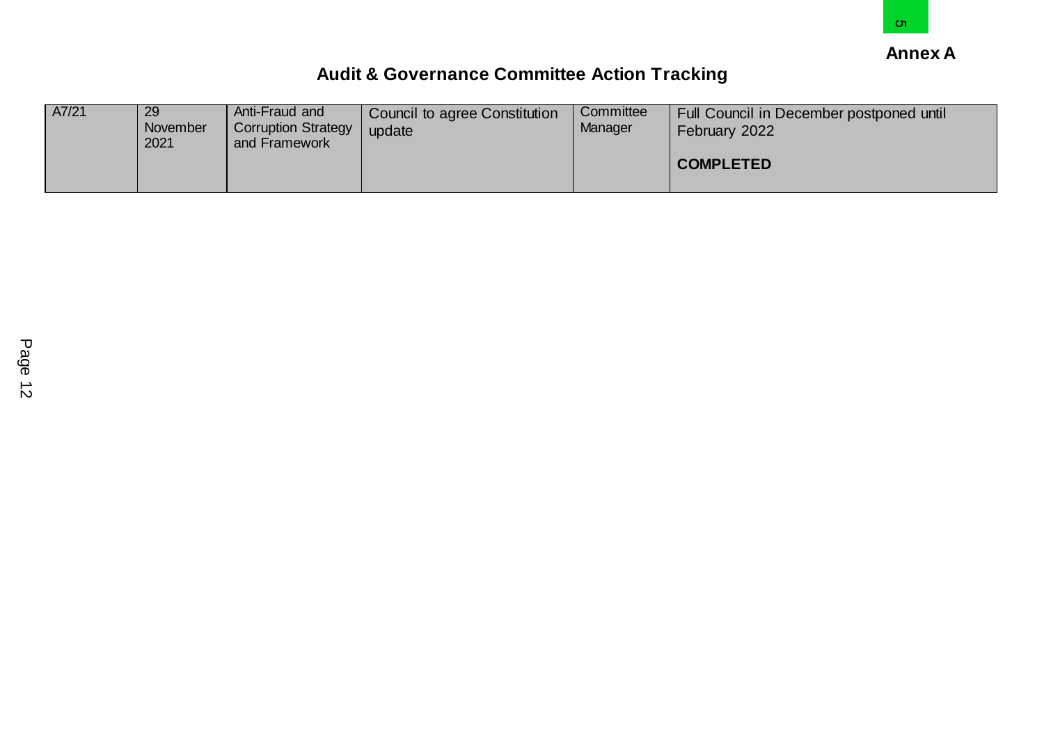Annex A

## Audit & Governance Committee Action Tracking

| | | | | | |
|---|---|---|---|---|---|
| A7/21 | 29 November 2021 | Anti-Fraud and Corruption Strategy and Framework | Council to agree Constitution update | Committee Manager | Full Council in December postponed until February 2022<br><br>**COMPLETED** |